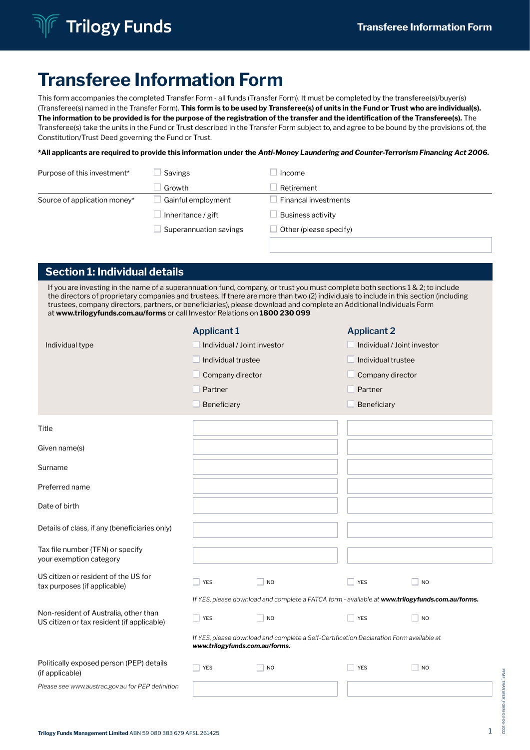# Transferee Information Form

This form accompanies the completed Transfer Form - all funds (Transfer Form). It must be completed by the transferee(s)/buyer(s) (Transferee(s) named in the Transfer Form). **This form is to be used by Transferee(s) of units in the Fund or Trust who are individual(s). The information to be provided is for the purpose of the registration of the transfer and the identification of the Transferee(s).** The Transferee(s) take the units in the Fund or Trust described in the Transfer Form subject to, and agree to be bound by the provisions of, the Constitution/Trust Deed governing the Fund or Trust.

***All applicants are required to provide this information under the *Anti-Money Laundering and Counter-Terrorism Financing Act 2006*.**

| | | |
|---|---|---|
| Purpose of this investment* | ☐ Savings | ☐ Income |
| | ☐ Growth | ☐ Retirement |
| Source of application money* | ☐ Gainful employment | ☐ Financal investments |
| | ☐ Inheritance / gift | ☐ Business activity |
| | ☐ Superannuation savings | ☐ Other (please specify) |
| | | |

## Section 1: Individual details

If you are investing in the name of a superannuation fund, company, or trust you must complete both sections 1 & 2; to include the directors of proprietary companies and trustees. If there are more than two (2) individuals to include in this section (including trustees, company directors, partners, or beneficiaries), please download and complete an Additional Individuals Form at **www.trilogyfunds.com.au/forms** or call Investor Relations on **1800 230 099**

| | Applicant 1 | Applicant 2 |
|---|---|---|
| Individual type | ☐ Individual / Joint investor<br>☐ Individual trustee<br>☐ Company director<br>☐ Partner<br>☐ Beneficiary | ☐ Individual / Joint investor<br>☐ Individual trustee<br>☐ Company director<br>☐ Partner<br>☐ Beneficiary |
| Title | | |
| Given name(s) | | |
| Surname | | |
| Preferred name | | |
| Date of birth | | |
| Details of class, if any (beneficiaries only) | | |
| Tax file number (TFN) or specify your exemption category | | |
| US citizen or resident of the US for tax purposes (if applicable) | ☐ YES ☐ NO | ☐ YES ☐ NO |
| | *If YES, please download and complete a FATCA form - available at **www.trilogyfunds.com.au/forms.*** | |
| Non-resident of Australia, other than US citizen or tax resident (if applicable) | ☐ YES ☐ NO | ☐ YES ☐ NO |
| | *If YES, please download and complete a Self-Certification Declaration Form available at **www.trilogyfunds.com.au/forms.*** | |
| Politically exposed person (PEP) details (if applicable) | ☐ YES ☐ NO | ☐ YES ☐ NO |
| *Please see www.austrac.gov.au for PEP definition* | | |

**Trilogy Funds Management Limited** ABN 59 080 383 679 AFSL 261425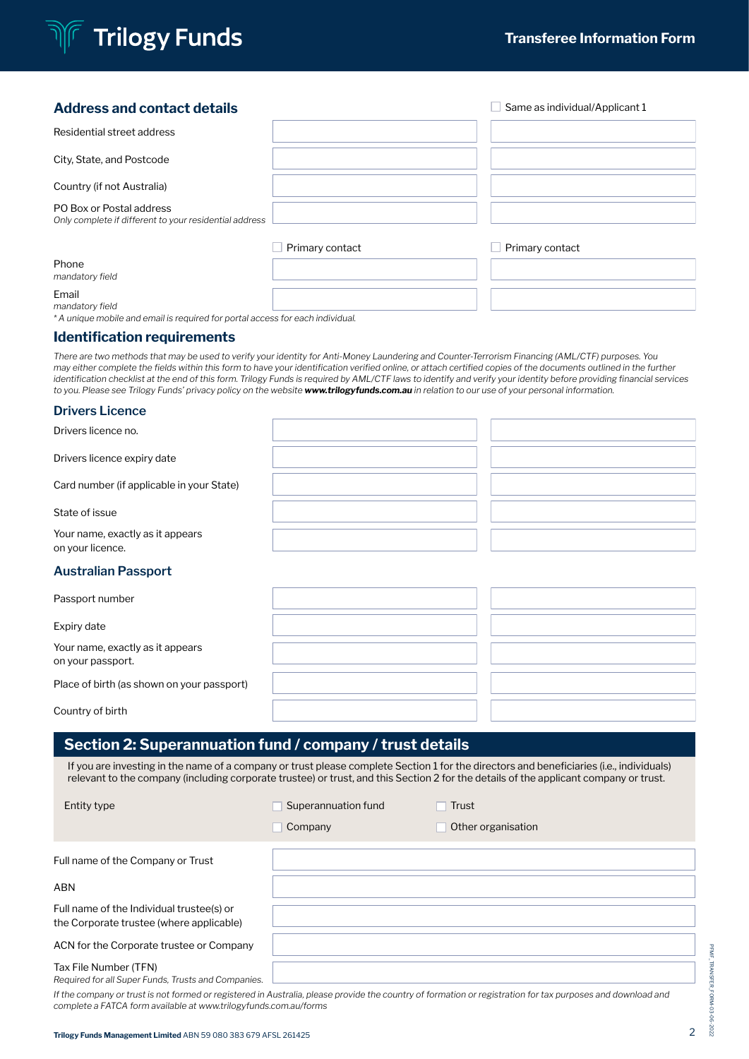## Address and contact details

| | | ☐ Same as individual/Applicant 1 |
|---|---|---|
| Residential street address | | |
| City, State, and Postcode | | |
| Country (if not Australia) | | |
| PO Box or Postal address<br>*Only complete if different to your residential address* | | |
| | ☐ Primary contact | ☐ Primary contact |
| Phone<br>*mandatory field* | | |
| Email<br>*mandatory field* | | |

*\* A unique mobile and email is required for portal access for each individual.*

## Identification requirements

*There are two methods that may be used to verify your identity for Anti-Money Laundering and Counter-Terrorism Financing (AML/CTF) purposes. You may either complete the fields within this form to have your identification verified online, or attach certified copies of the documents outlined in the further identification checklist at the end of this form. Trilogy Funds is required by AML/CTF laws to identify and verify your identity before providing financial services to you. Please see Trilogy Funds' privacy policy on the website **www.trilogyfunds.com.au** in relation to our use of your personal information.*

### Drivers Licence

| | | |
|---|---|---|
| Drivers licence no. | | |
| Drivers licence expiry date | | |
| Card number (if applicable in your State) | | |
| State of issue | | |
| Your name, exactly as it appears on your licence. | | |

### Australian Passport

| | | |
|---|---|---|
| Passport number | | |
| Expiry date | | |
| Your name, exactly as it appears on your passport. | | |
| Place of birth (as shown on your passport) | | |
| Country of birth | | |

## Section 2: Superannuation fund / company / trust details

If you are investing in the name of a company or trust please complete Section 1 for the directors and beneficiaries (i.e., individuals) relevant to the company (including corporate trustee) or trust, and this Section 2 for the details of the applicant company or trust.

| | | |
|---|---|---|
| Entity type | ☐ Superannuation fund | ☐ Trust |
| | ☐ Company | ☐ Other organisation |

| | |
|---|---|
| Full name of the Company or Trust | |
| ABN | |
| Full name of the Individual trustee(s) or the Corporate trustee (where applicable) | |
| ACN for the Corporate trustee or Company | |
| Tax File Number (TFN)<br>*Required for all Super Funds, Trusts and Companies.* | |

*If the company or trust is not formed or registered in Australia, please provide the country of formation or registration for tax purposes and download and complete a FATCA form available at www.trilogyfunds.com.au/forms*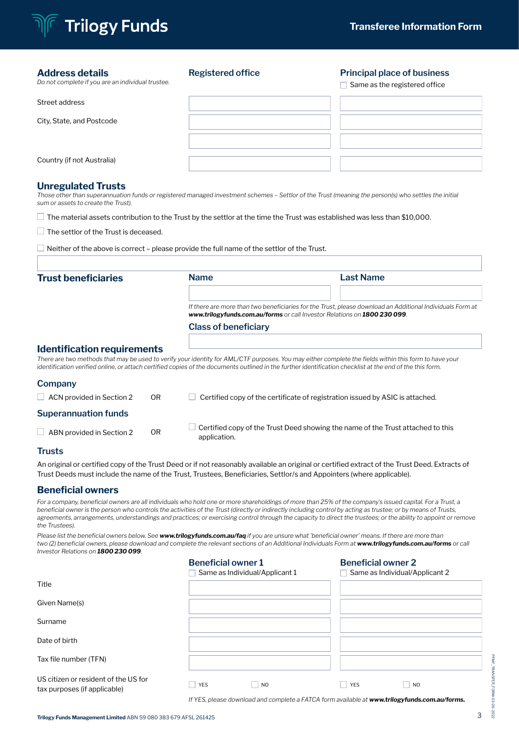## Address details

*Do not complete if you are an individual trustee.*

| | Registered office | Principal place of business ☐ Same as the registered office |
|---|---|---|
| Street address | | |
| City, State, and Postcode | | |
| | | |
| Country (if not Australia) | | |

## Unregulated Trusts

*Those other than superannuation funds or registered managed investment schemes – Settlor of the Trust (meaning the person(s) who settles the initial sum or assets to create the Trust).*

☐ The material assets contribution to the Trust by the settlor at the time the Trust was established was less than $10,000.

☐ The settlor of the Trust is deceased.

☐ Neither of the above is correct – please provide the full name of the settlor of the Trust.

## Trust beneficiaries

| Name | Last Name |
|---|---|
| | |

*If there are more than two beneficiaries for the Trust, please download an Additional Individuals Form at* ***www.trilogyfunds.com.au/forms*** *or call Investor Relations on* ***1800 230 099****.*

**Class of beneficiary**

## Identification requirements

*There are two methods that may be used to verify your identity for AML/CTF purposes. You may either complete the fields within this form to have your identification verified online, or attach certified copies of the documents outlined in the further identification checklist at the end of the this form.*

### Company

☐ ACN provided in Section 2 OR ☐ Certified copy of the certificate of registration issued by ASIC is attached.

### Superannuation funds

☐ ABN provided in Section 2 OR ☐ Certified copy of the Trust Deed showing the name of the Trust attached to this application.

### Trusts

An original or certified copy of the Trust Deed or if not reasonably available an original or certified extract of the Trust Deed. Extracts of Trust Deeds must include the name of the Trust, Trustees, Beneficiaries, Settlor/s and Appointers (where applicable).

## Beneficial owners

*For a company, beneficial owners are all individuals who hold one or more shareholdings of more than 25% of the company's issued capital. For a Trust, a beneficial owner is the person who controls the activities of the Trust (directly or indirectly including control by acting as trustee; or by means of Trusts, agreements, arrangements, understandings and practices; or exercising control through the capacity to direct the trustees; or the ability to appoint or remove the Trustees).*

*Please list the beneficial owners below. See* ***www.trilogyfunds.com.au/faq*** *if you are unsure what 'beneficial owner' means. If there are more than two (2) beneficial owners, please download and complete the relevant sections of an Additional Individuals Form at* ***www.trilogyfunds.com.au/forms*** *or call Investor Relations on* ***1800 230 099****.*

| | Beneficial owner 1 ☐ Same as Individual/Applicant 1 | Beneficial owner 2 ☐ Same as Individual/Applicant 2 |
|---|---|---|
| Title | | |
| Given Name(s) | | |
| Surname | | |
| Date of birth | | |
| Tax file number (TFN) | | |
| US citizen or resident of the US for tax purposes (if applicable) | ☐ YES ☐ NO | ☐ YES ☐ NO |

*If YES, please download and complete a FATCA form available at* ***www.trilogyfunds.com.au/forms.***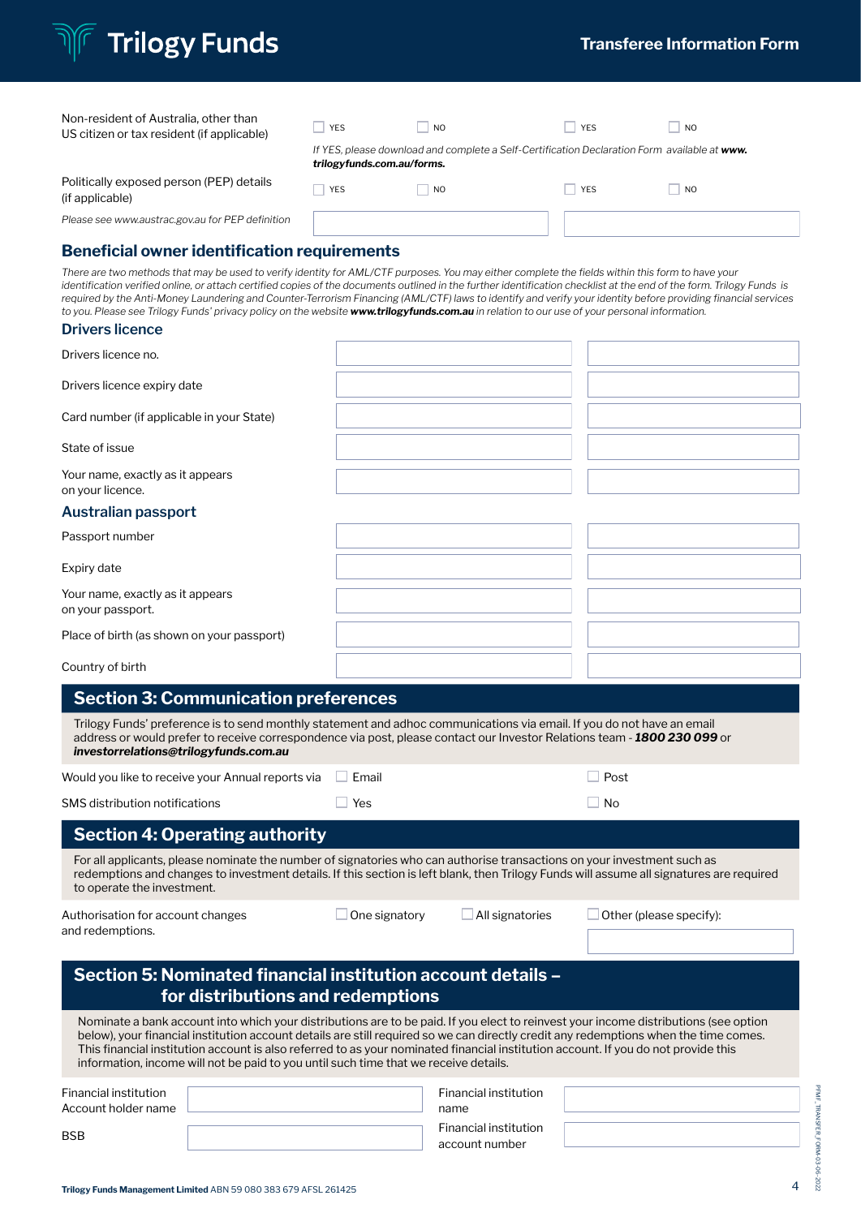| | | | | |
|---|---|---|---|---|
| Non-resident of Australia, other than US citizen or tax resident (if applicable) | ☐ YES | ☐ NO | ☐ YES | ☐ NO |
| | *If YES, please download and complete a Self-Certification Declaration Form available at **www.trilogyfunds.com.au/forms**.* | | | |
| Politically exposed person (PEP) details (if applicable) | ☐ YES | ☐ NO | ☐ YES | ☐ NO |
| *Please see www.austrac.gov.au for PEP definition* | | | | |

## Beneficial owner identification requirements

*There are two methods that may be used to verify identity for AML/CTF purposes. You may either complete the fields within this form to have your identification verified online, or attach certified copies of the documents outlined in the further identification checklist at the end of the form. Trilogy Funds is required by the Anti-Money Laundering and Counter-Terrorism Financing (AML/CTF) laws to identify and verify your identity before providing financial services to you. Please see Trilogy Funds' privacy policy on the website **www.trilogyfunds.com.au** in relation to our use of your personal information.*

### Drivers licence

| | | |
|---|---|---|
| Drivers licence no. | | |
| Drivers licence expiry date | | |
| Card number (if applicable in your State) | | |
| State of issue | | |
| Your name, exactly as it appears on your licence. | | |

### Australian passport

| | | |
|---|---|---|
| Passport number | | |
| Expiry date | | |
| Your name, exactly as it appears on your passport. | | |
| Place of birth (as shown on your passport) | | |
| Country of birth | | |

## Section 3: Communication preferences

Trilogy Funds' preference is to send monthly statement and adhoc communications via email. If you do not have an email address or would prefer to receive correspondence via post, please contact our Investor Relations team - ***1800 230 099*** or ***investorrelations@trilogyfunds.com.au***

| | | |
|---|---|---|
| Would you like to receive your Annual reports via | ☐ Email | ☐ Post |
| SMS distribution notifications | ☐ Yes | ☐ No |

## Section 4: Operating authority

For all applicants, please nominate the number of signatories who can authorise transactions on your investment such as redemptions and changes to investment details. If this section is left blank, then Trilogy Funds will assume all signatures are required to operate the investment.

| | | | |
|---|---|---|---|
| Authorisation for account changes and redemptions. | ☐ One signatory | ☐ All signatories | ☐ Other (please specify): |

## Section 5: Nominated financial institution account details – for distributions and redemptions

Nominate a bank account into which your distributions are to be paid. If you elect to reinvest your income distributions (see option below), your financial institution account details are still required so we can directly credit any redemptions when the time comes. This financial institution account is also referred to as your nominated financial institution account. If you do not provide this information, income will not be paid to you until such time that we receive details.

| | | | |
|---|---|---|---|
| Financial institution Account holder name | | Financial institution name | |
| BSB | | Financial institution account number | |

**Trilogy Funds Management Limited** ABN 59 080 383 679 AFSL 261425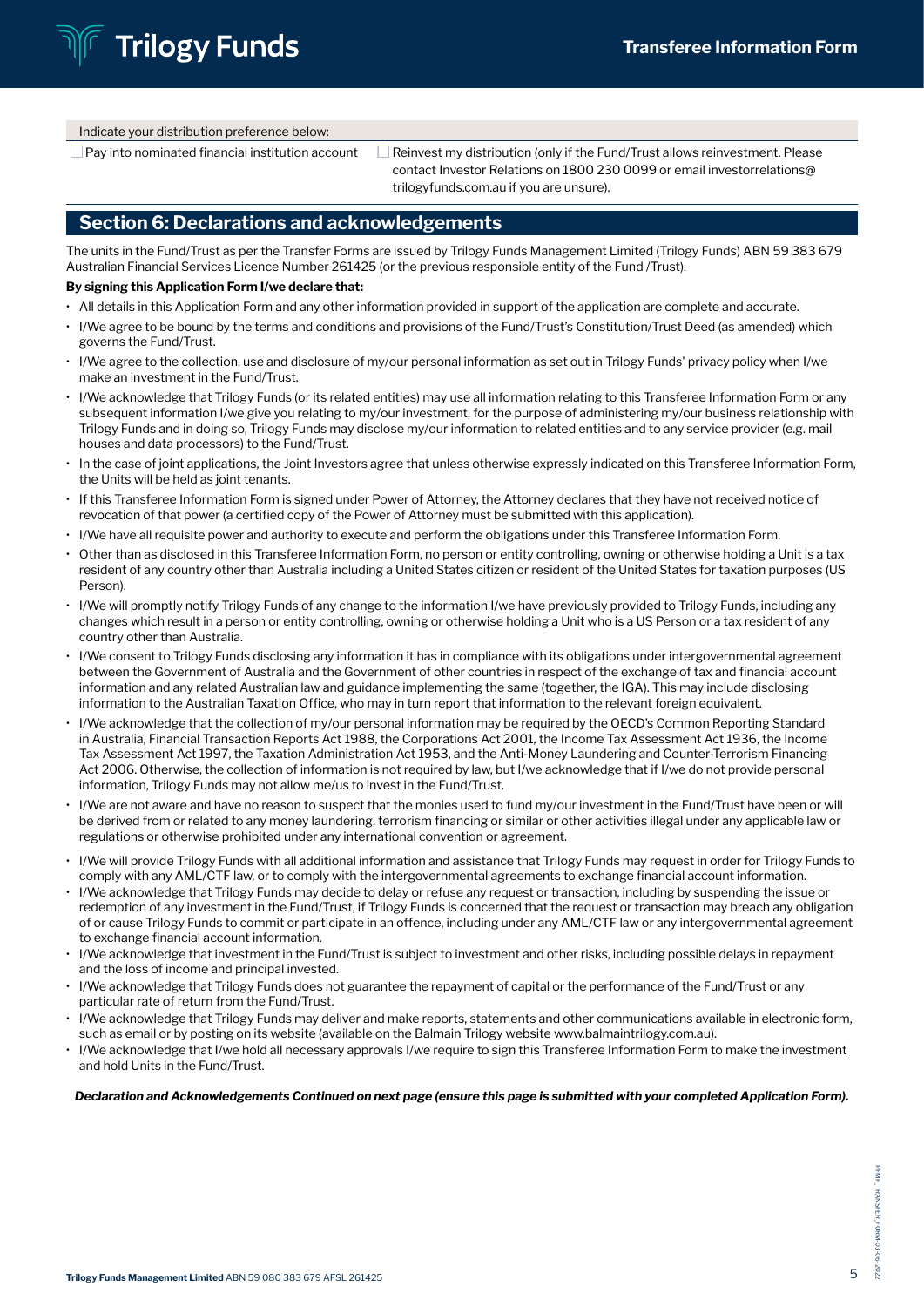Indicate your distribution preference below:

☐ Pay into nominated financial institution account

☐ Reinvest my distribution (only if the Fund/Trust allows reinvestment. Please contact Investor Relations on 1800 230 0099 or email investorrelations@trilogyfunds.com.au if you are unsure).

## Section 6: Declarations and acknowledgements

The units in the Fund/Trust as per the Transfer Forms are issued by Trilogy Funds Management Limited (Trilogy Funds) ABN 59 383 679 Australian Financial Services Licence Number 261425 (or the previous responsible entity of the Fund /Trust).

**By signing this Application Form I/we declare that:**

- All details in this Application Form and any other information provided in support of the application are complete and accurate.
- I/We agree to be bound by the terms and conditions and provisions of the Fund/Trust's Constitution/Trust Deed (as amended) which governs the Fund/Trust.
- I/We agree to the collection, use and disclosure of my/our personal information as set out in Trilogy Funds' privacy policy when I/we make an investment in the Fund/Trust.
- I/We acknowledge that Trilogy Funds (or its related entities) may use all information relating to this Transferee Information Form or any subsequent information I/we give you relating to my/our investment, for the purpose of administering my/our business relationship with Trilogy Funds and in doing so, Trilogy Funds may disclose my/our information to related entities and to any service provider (e.g. mail houses and data processors) to the Fund/Trust.
- In the case of joint applications, the Joint Investors agree that unless otherwise expressly indicated on this Transferee Information Form, the Units will be held as joint tenants.
- If this Transferee Information Form is signed under Power of Attorney, the Attorney declares that they have not received notice of revocation of that power (a certified copy of the Power of Attorney must be submitted with this application).
- I/We have all requisite power and authority to execute and perform the obligations under this Transferee Information Form.
- Other than as disclosed in this Transferee Information Form, no person or entity controlling, owning or otherwise holding a Unit is a tax resident of any country other than Australia including a United States citizen or resident of the United States for taxation purposes (US Person).
- I/We will promptly notify Trilogy Funds of any change to the information I/we have previously provided to Trilogy Funds, including any changes which result in a person or entity controlling, owning or otherwise holding a Unit who is a US Person or a tax resident of any country other than Australia.
- I/We consent to Trilogy Funds disclosing any information it has in compliance with its obligations under intergovernmental agreement between the Government of Australia and the Government of other countries in respect of the exchange of tax and financial account information and any related Australian law and guidance implementing the same (together, the IGA). This may include disclosing information to the Australian Taxation Office, who may in turn report that information to the relevant foreign equivalent.
- I/We acknowledge that the collection of my/our personal information may be required by the OECD's Common Reporting Standard in Australia, Financial Transaction Reports Act 1988, the Corporations Act 2001, the Income Tax Assessment Act 1936, the Income Tax Assessment Act 1997, the Taxation Administration Act 1953, and the Anti-Money Laundering and Counter-Terrorism Financing Act 2006. Otherwise, the collection of information is not required by law, but I/we acknowledge that if I/we do not provide personal information, Trilogy Funds may not allow me/us to invest in the Fund/Trust.
- I/We are not aware and have no reason to suspect that the monies used to fund my/our investment in the Fund/Trust have been or will be derived from or related to any money laundering, terrorism financing or similar or other activities illegal under any applicable law or regulations or otherwise prohibited under any international convention or agreement.
- I/We will provide Trilogy Funds with all additional information and assistance that Trilogy Funds may request in order for Trilogy Funds to comply with any AML/CTF law, or to comply with the intergovernmental agreements to exchange financial account information.
- I/We acknowledge that Trilogy Funds may decide to delay or refuse any request or transaction, including by suspending the issue or redemption of any investment in the Fund/Trust, if Trilogy Funds is concerned that the request or transaction may breach any obligation of or cause Trilogy Funds to commit or participate in an offence, including under any AML/CTF law or any intergovernmental agreement to exchange financial account information.
- I/We acknowledge that investment in the Fund/Trust is subject to investment and other risks, including possible delays in repayment and the loss of income and principal invested.
- I/We acknowledge that Trilogy Funds does not guarantee the repayment of capital or the performance of the Fund/Trust or any particular rate of return from the Fund/Trust.
- I/We acknowledge that Trilogy Funds may deliver and make reports, statements and other communications available in electronic form, such as email or by posting on its website (available on the Balmain Trilogy website www.balmaintrilogy.com.au).
- I/We acknowledge that I/we hold all necessary approvals I/we require to sign this Transferee Information Form to make the investment and hold Units in the Fund/Trust.

***Declaration and Acknowledgements Continued on next page (ensure this page is submitted with your completed Application Form).***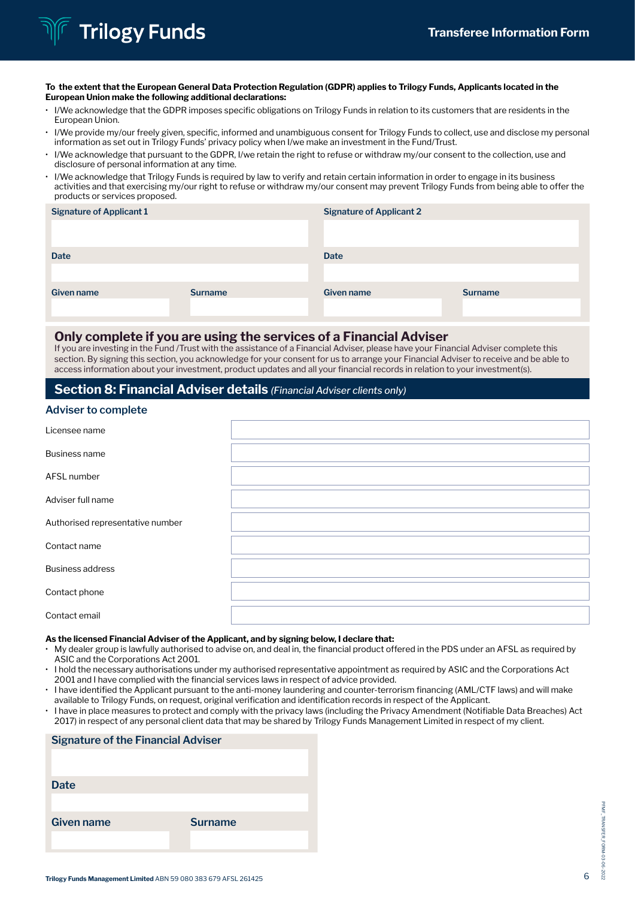**To the extent that the European General Data Protection Regulation (GDPR) applies to Trilogy Funds, Applicants located in the European Union make the following additional declarations:**

- I/We acknowledge that the GDPR imposes specific obligations on Trilogy Funds in relation to its customers that are residents in the European Union.
- I/We provide my/our freely given, specific, informed and unambiguous consent for Trilogy Funds to collect, use and disclose my personal information as set out in Trilogy Funds' privacy policy when I/we make an investment in the Fund/Trust.
- I/We acknowledge that pursuant to the GDPR, I/we retain the right to refuse or withdraw my/our consent to the collection, use and disclosure of personal information at any time.
- I/We acknowledge that Trilogy Funds is required by law to verify and retain certain information in order to engage in its business activities and that exercising my/our right to refuse or withdraw my/our consent may prevent Trilogy Funds from being able to offer the products or services proposed.

| Signature of Applicant 1 | | Signature of Applicant 2 | |
|---|---|---|---|
| | | | |
| Date | | Date | |
| | | | |
| Given name | Surname | Given name | Surname |
| | | | |

## Only complete if you are using the services of a Financial Adviser

If you are investing in the Fund /Trust with the assistance of a Financial Adviser, please have your Financial Adviser complete this section. By signing this section, you acknowledge for your consent for us to arrange your Financial Adviser to receive and be able to access information about your investment, product updates and all your financial records in relation to your investment(s).

## Section 8: Financial Adviser details *(Financial Adviser clients only)*

### Adviser to complete

| | |
|---|---|
| Licensee name | |
| Business name | |
| AFSL number | |
| Adviser full name | |
| Authorised representative number | |
| Contact name | |
| Business address | |
| Contact phone | |
| Contact email | |

**As the licensed Financial Adviser of the Applicant, and by signing below, I declare that:**

- My dealer group is lawfully authorised to advise on, and deal in, the financial product offered in the PDS under an AFSL as required by ASIC and the Corporations Act 2001.
- I hold the necessary authorisations under my authorised representative appointment as required by ASIC and the Corporations Act 2001 and I have complied with the financial services laws in respect of advice provided.
- I have identified the Applicant pursuant to the anti-money laundering and counter-terrorism financing (AML/CTF laws) and will make available to Trilogy Funds, on request, original verification and identification records in respect of the Applicant.
- I have in place measures to protect and comply with the privacy laws (including the Privacy Amendment (Notifiable Data Breaches) Act 2017) in respect of any personal client data that may be shared by Trilogy Funds Management Limited in respect of my client.

| Signature of the Financial Adviser | |
|---|---|
| | |
| Date | |
| | |
| Given name | Surname |
| | |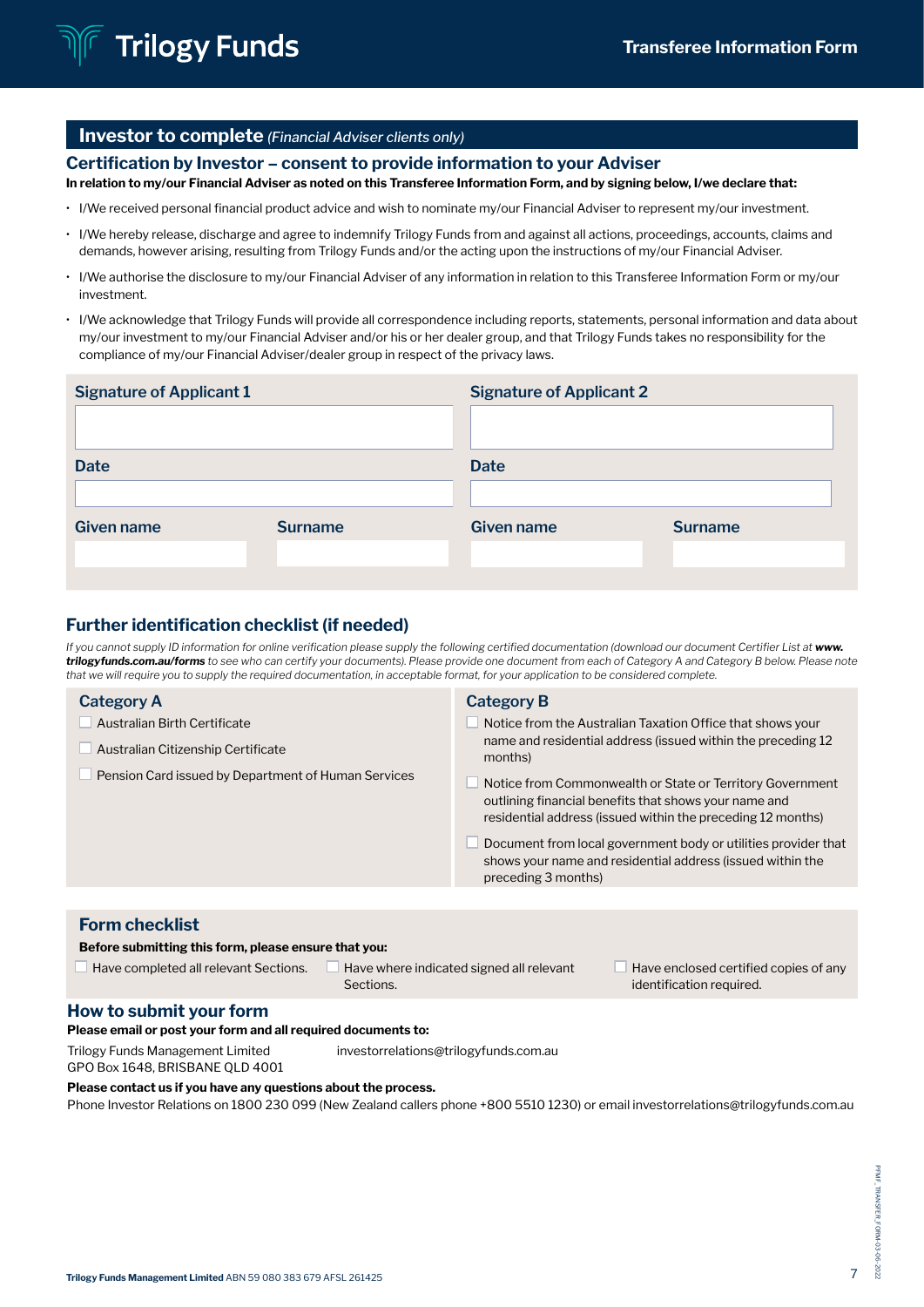# Trilogy Funds

**Transferee Information Form**

## Investor to complete *(Financial Adviser clients only)*

### Certification by Investor – consent to provide information to your Adviser

**In relation to my/our Financial Adviser as noted on this Transferee Information Form, and by signing below, I/we declare that:**

- I/We received personal financial product advice and wish to nominate my/our Financial Adviser to represent my/our investment.
- I/We hereby release, discharge and agree to indemnify Trilogy Funds from and against all actions, proceedings, accounts, claims and demands, however arising, resulting from Trilogy Funds and/or the acting upon the instructions of my/our Financial Adviser.
- I/We authorise the disclosure to my/our Financial Adviser of any information in relation to this Transferee Information Form or my/our investment.
- I/We acknowledge that Trilogy Funds will provide all correspondence including reports, statements, personal information and data about my/our investment to my/our Financial Adviser and/or his or her dealer group, and that Trilogy Funds takes no responsibility for the compliance of my/our Financial Adviser/dealer group in respect of the privacy laws.

| Signature of Applicant 1 | | Signature of Applicant 2 | |
|---|---|---|---|
| | | | |
| **Date** | | **Date** | |
| | | | |
| **Given name** | **Surname** | **Given name** | **Surname** |
| | | | |

### Further identification checklist (if needed)

*If you cannot supply ID information for online verification please supply the following certified documentation (download our document Certifier List at **www.trilogyfunds.com.au/forms** to see who can certify your documents). Please provide one document from each of Category A and Category B below. Please note that we will require you to supply the required documentation, in acceptable format, for your application to be considered complete.*

**Category A**

- ☐ Australian Birth Certificate
- ☐ Australian Citizenship Certificate
- ☐ Pension Card issued by Department of Human Services

**Category B**

- ☐ Notice from the Australian Taxation Office that shows your name and residential address (issued within the preceding 12 months)
- ☐ Notice from Commonwealth or State or Territory Government outlining financial benefits that shows your name and residential address (issued within the preceding 12 months)
- ☐ Document from local government body or utilities provider that shows your name and residential address (issued within the preceding 3 months)

### Form checklist

**Before submitting this form, please ensure that you:**

- ☐ Have completed all relevant Sections.
- ☐ Have where indicated signed all relevant Sections.
- ☐ Have enclosed certified copies of any identification required.

### How to submit your form

**Please email or post your form and all required documents to:**

Trilogy Funds Management Limited
GPO Box 1648, BRISBANE QLD 4001

investorrelations@trilogyfunds.com.au

**Please contact us if you have any questions about the process.**

Phone Investor Relations on 1800 230 099 (New Zealand callers phone +800 5510 1230) or email investorrelations@trilogyfunds.com.au

**Trilogy Funds Management Limited** ABN 59 080 383 679 AFSL 261425

PFMF_TRANSFER_FORM-03-06-2022